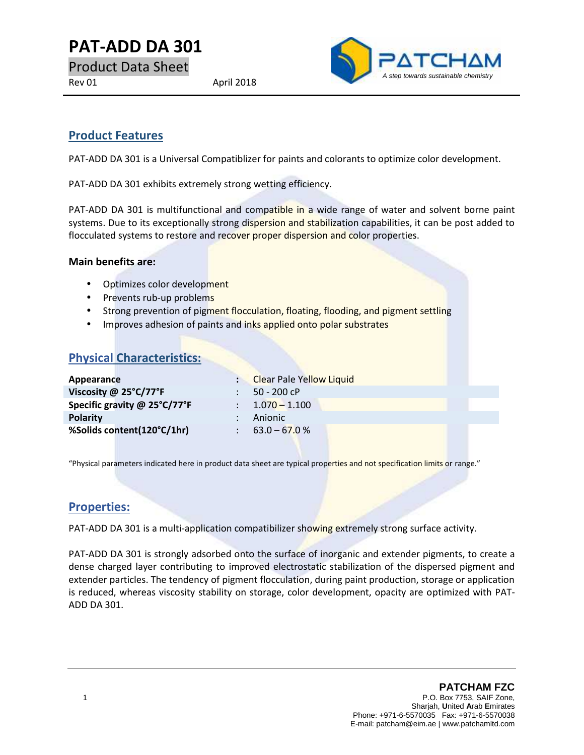# PAT-ADD DA 301

Product Data Sheet

Rev 01 April 2018

PATCHAM

*A step towards sustainable chemistry*

## Product Features

PAT-ADD DA 301 is a Universal Compatiblizer for paints and colorants to optimize color development.

PAT-ADD DA 301 exhibits extremely strong wetting efficiency.

PAT-ADD DA 301 is multifunctional and compatible in a wide range of water and solvent borne paint systems. Due to its exceptionally strong dispersion and stabilization capabilities, it can be post added to flocculated systems to restore and recover proper dispersion and color properties.

**Main benefits are:**

- Optimizes color development
- Prevents rub-up problems
- Strong prevention of pigment flocculation, floating, flooding, and pigment settling
- Improves adhesion of paints and inks applied onto polar substrates

## Physical Characteristics:

| | | |
|---|---|---|
| **Appearance** | : | Clear Pale Yellow Liquid |
| **Viscosity @ 25°C/77°F** | : | 50 - 200 cP |
| **Specific gravity @ 25°C/77°F** | : | 1.070 – 1.100 |
| **Polarity** | : | Anionic |
| **%Solids content(120°C/1hr)** | : | 63.0 – 67.0 % |

"Physical parameters indicated here in product data sheet are typical properties and not specification limits or range."

## Properties:

PAT-ADD DA 301 is a multi-application compatibilizer showing extremely strong surface activity.

PAT-ADD DA 301 is strongly adsorbed onto the surface of inorganic and extender pigments, to create a dense charged layer contributing to improved electrostatic stabilization of the dispersed pigment and extender particles. The tendency of pigment flocculation, during paint production, storage or application is reduced, whereas viscosity stability on storage, color development, opacity are optimized with PAT-ADD DA 301.

**PATCHAM FZC**
P.O. Box 7753, SAIF Zone,
Sharjah, **U**nited **A**rab **E**mirates
Phone: +971-6-5570035 Fax: +971-6-5570038
E-mail: patcham@eim.ae | www.patchamltd.com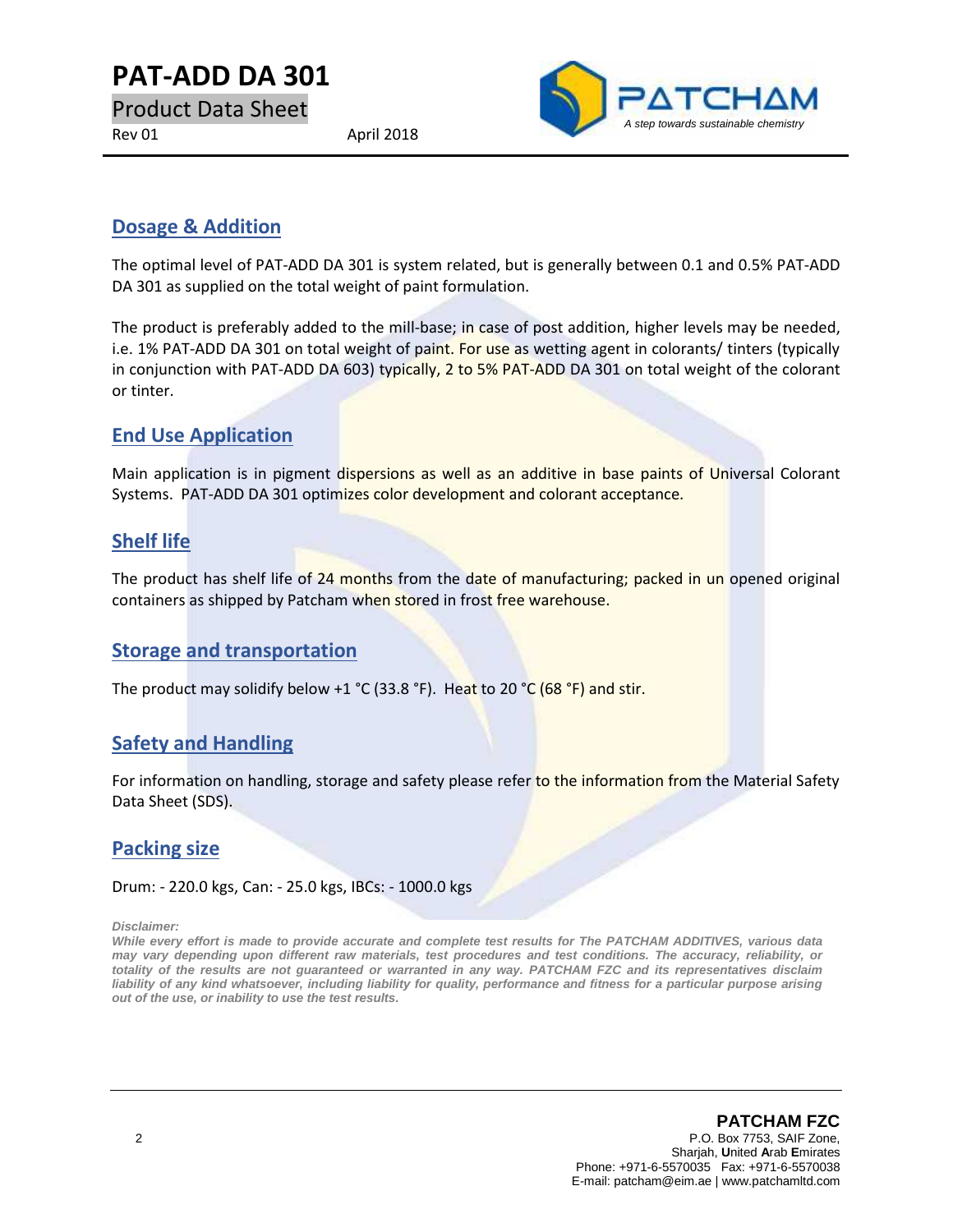## Dosage & Addition

The optimal level of PAT-ADD DA 301 is system related, but is generally between 0.1 and 0.5% PAT-ADD DA 301 as supplied on the total weight of paint formulation.

The product is preferably added to the mill-base; in case of post addition, higher levels may be needed, i.e. 1% PAT-ADD DA 301 on total weight of paint. For use as wetting agent in colorants/ tinters (typically in conjunction with PAT-ADD DA 603) typically, 2 to 5% PAT-ADD DA 301 on total weight of the colorant or tinter.

## End Use Application

Main application is in pigment dispersions as well as an additive in base paints of Universal Colorant Systems. PAT-ADD DA 301 optimizes color development and colorant acceptance.

## Shelf life

The product has shelf life of 24 months from the date of manufacturing; packed in un opened original containers as shipped by Patcham when stored in frost free warehouse.

## Storage and transportation

The product may solidify below +1 °C (33.8 °F). Heat to 20 °C (68 °F) and stir.

## Safety and Handling

For information on handling, storage and safety please refer to the information from the Material Safety Data Sheet (SDS).

## Packing size

Drum: - 220.0 kgs, Can: - 25.0 kgs, IBCs: - 1000.0 kgs

***Disclaimer:***
***While every effort is made to provide accurate and complete test results for The PATCHAM ADDITIVES, various data may vary depending upon different raw materials, test procedures and test conditions. The accuracy, reliability, or totality of the results are not guaranteed or warranted in any way. PATCHAM FZC and its representatives disclaim liability of any kind whatsoever, including liability for quality, performance and fitness for a particular purpose arising out of the use, or inability to use the test results.***

**PATCHAM FZC**
P.O. Box 7753, SAIF Zone,
Sharjah, **U**nited **A**rab **E**mirates
Phone: +971-6-5570035 Fax: +971-6-5570038
E-mail: patcham@eim.ae | www.patchamltd.com